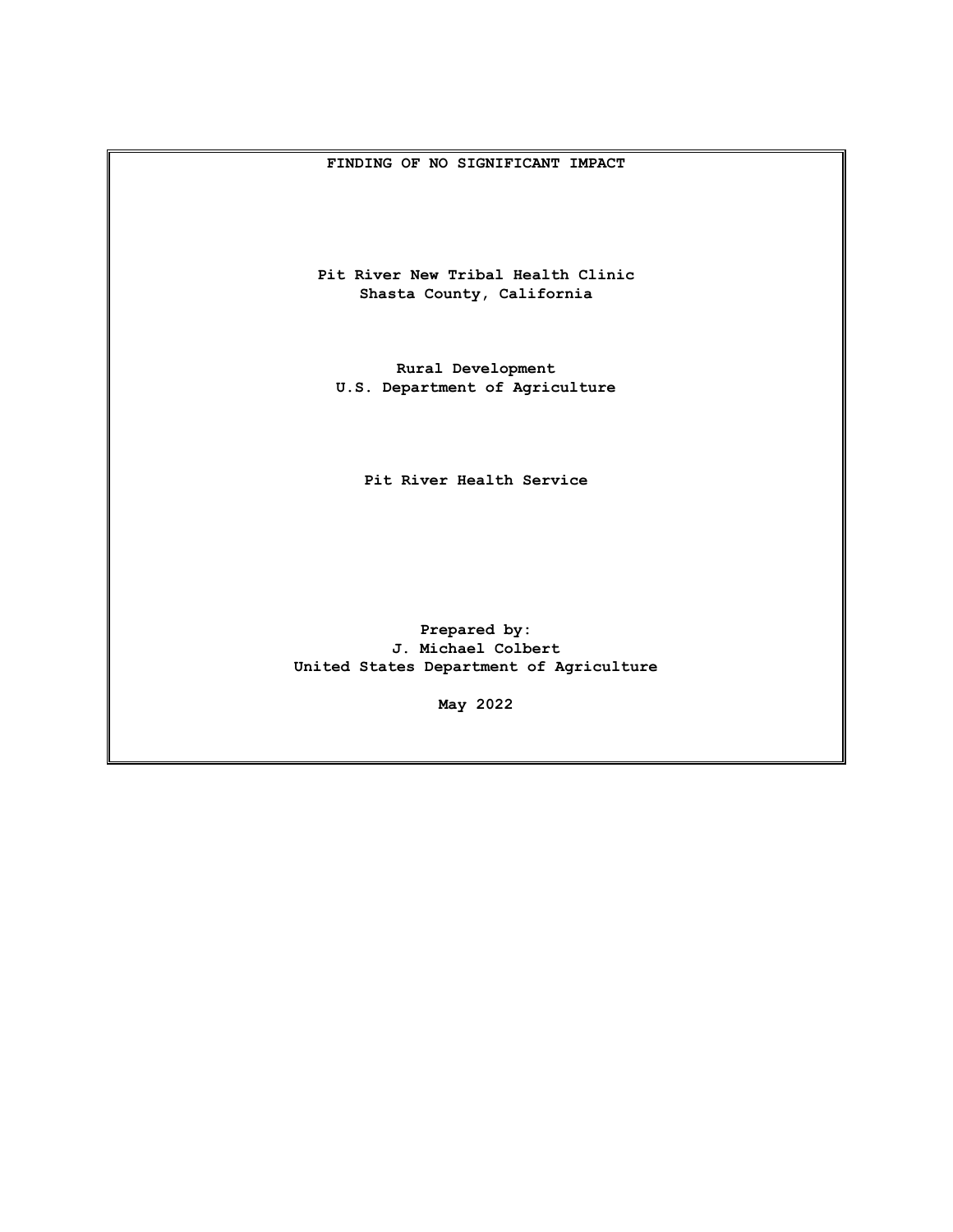# FINDING OF NO SIGNIFICANT IMPACT

**Pit River New Tribal Health Clinic**
**Shasta County, California**

**Rural Development**
**U.S. Department of Agriculture**

**Pit River Health Service**

**Prepared by:**
**J. Michael Colbert**
**United States Department of Agriculture**

**May 2022**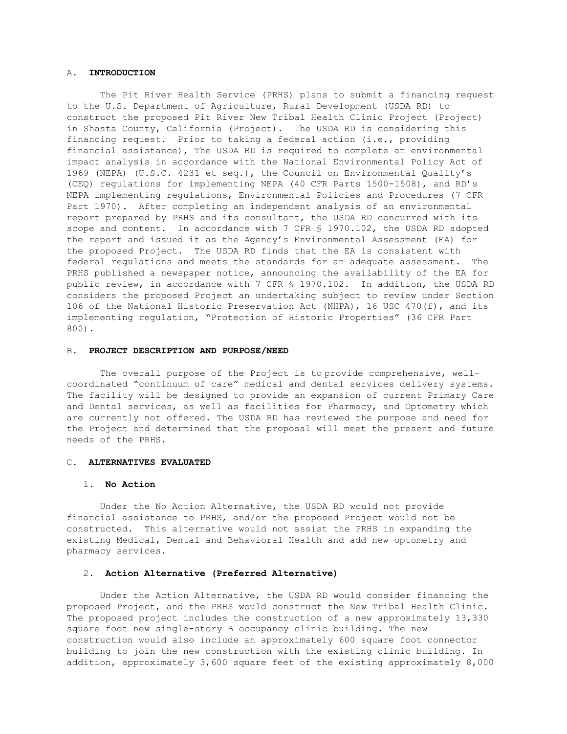## A. INTRODUCTION

The Pit River Health Service (PRHS) plans to submit a financing request to the U.S. Department of Agriculture, Rural Development (USDA RD) to construct the proposed Pit River New Tribal Health Clinic Project (Project) in Shasta County, California (Project). The USDA RD is considering this financing request. Prior to taking a federal action (i.e., providing financial assistance), The USDA RD is required to complete an environmental impact analysis in accordance with the National Environmental Policy Act of 1969 (NEPA) (U.S.C. 4231 et seq.), the Council on Environmental Quality's (CEQ) regulations for implementing NEPA (40 CFR Parts 1500-1508), and RD's NEPA implementing regulations, Environmental Policies and Procedures (7 CFR Part 1970). After completing an independent analysis of an environmental report prepared by PRHS and its consultant, the USDA RD concurred with its scope and content. In accordance with 7 CFR § 1970.102, the USDA RD adopted the report and issued it as the Agency's Environmental Assessment (EA) for the proposed Project. The USDA RD finds that the EA is consistent with federal regulations and meets the standards for an adequate assessment. The PRHS published a newspaper notice, announcing the availability of the EA for public review, in accordance with 7 CFR § 1970.102. In addition, the USDA RD considers the proposed Project an undertaking subject to review under Section 106 of the National Historic Preservation Act (NHPA), 16 USC 470(f), and its implementing regulation, "Protection of Historic Properties" (36 CFR Part 800).

## B. PROJECT DESCRIPTION AND PURPOSE/NEED

The overall purpose of the Project is to provide comprehensive, well-coordinated "continuum of care" medical and dental services delivery systems. The facility will be designed to provide an expansion of current Primary Care and Dental services, as well as facilities for Pharmacy, and Optometry which are currently not offered. The USDA RD has reviewed the purpose and need for the Project and determined that the proposal will meet the present and future needs of the PRHS.

## C. ALTERNATIVES EVALUATED

### 1. No Action

Under the No Action Alternative, the USDA RD would not provide financial assistance to PRHS, and/or the proposed Project would not be constructed. This alternative would not assist the PRHS in expanding the existing Medical, Dental and Behavioral Health and add new optometry and pharmacy services.

### 2. Action Alternative (Preferred Alternative)

Under the Action Alternative, the USDA RD would consider financing the proposed Project, and the PRHS would construct the New Tribal Health Clinic. The proposed project includes the construction of a new approximately 13,330 square foot new single-story B occupancy clinic building. The new construction would also include an approximately 600 square foot connector building to join the new construction with the existing clinic building. In addition, approximately 3,600 square feet of the existing approximately 8,000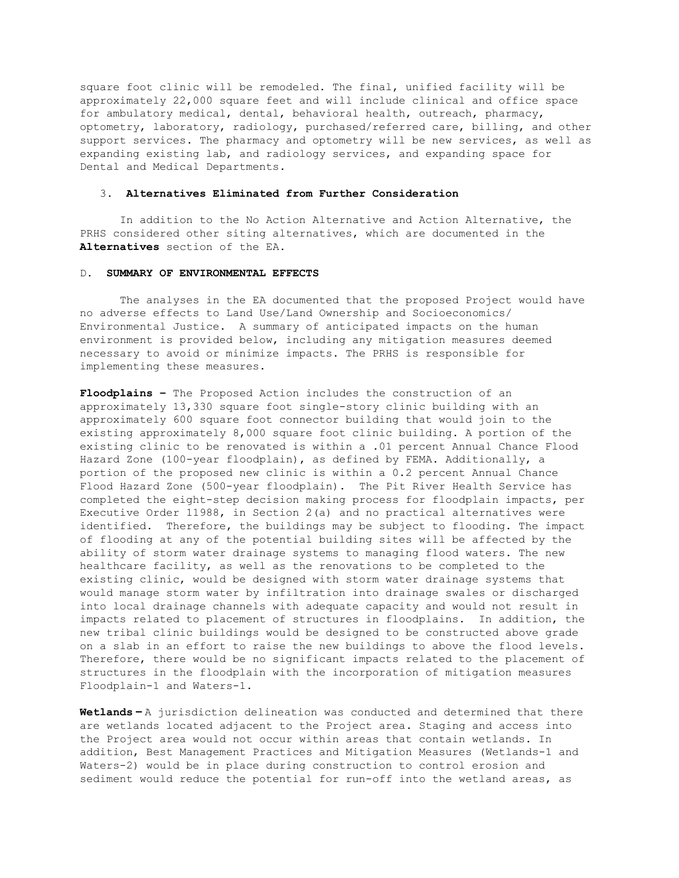square foot clinic will be remodeled. The final, unified facility will be approximately 22,000 square feet and will include clinical and office space for ambulatory medical, dental, behavioral health, outreach, pharmacy, optometry, laboratory, radiology, purchased/referred care, billing, and other support services. The pharmacy and optometry will be new services, as well as expanding existing lab, and radiology services, and expanding space for Dental and Medical Departments.

### 3. **Alternatives Eliminated from Further Consideration**

In addition to the No Action Alternative and Action Alternative, the PRHS considered other siting alternatives, which are documented in the **Alternatives** section of the EA.

## D. **SUMMARY OF ENVIRONMENTAL EFFECTS**

The analyses in the EA documented that the proposed Project would have no adverse effects to Land Use/Land Ownership and Socioeconomics/ Environmental Justice. A summary of anticipated impacts on the human environment is provided below, including any mitigation measures deemed necessary to avoid or minimize impacts. The PRHS is responsible for implementing these measures.

**Floodplains –** The Proposed Action includes the construction of an approximately 13,330 square foot single-story clinic building with an approximately 600 square foot connector building that would join to the existing approximately 8,000 square foot clinic building. A portion of the existing clinic to be renovated is within a .01 percent Annual Chance Flood Hazard Zone (100-year floodplain), as defined by FEMA. Additionally, a portion of the proposed new clinic is within a 0.2 percent Annual Chance Flood Hazard Zone (500-year floodplain). The Pit River Health Service has completed the eight-step decision making process for floodplain impacts, per Executive Order 11988, in Section 2(a) and no practical alternatives were identified. Therefore, the buildings may be subject to flooding. The impact of flooding at any of the potential building sites will be affected by the ability of storm water drainage systems to managing flood waters. The new healthcare facility, as well as the renovations to be completed to the existing clinic, would be designed with storm water drainage systems that would manage storm water by infiltration into drainage swales or discharged into local drainage channels with adequate capacity and would not result in impacts related to placement of structures in floodplains. In addition, the new tribal clinic buildings would be designed to be constructed above grade on a slab in an effort to raise the new buildings to above the flood levels. Therefore, there would be no significant impacts related to the placement of structures in the floodplain with the incorporation of mitigation measures Floodplain-1 and Waters-1.

**Wetlands –** A jurisdiction delineation was conducted and determined that there are wetlands located adjacent to the Project area. Staging and access into the Project area would not occur within areas that contain wetlands. In addition, Best Management Practices and Mitigation Measures (Wetlands-1 and Waters-2) would be in place during construction to control erosion and sediment would reduce the potential for run-off into the wetland areas, as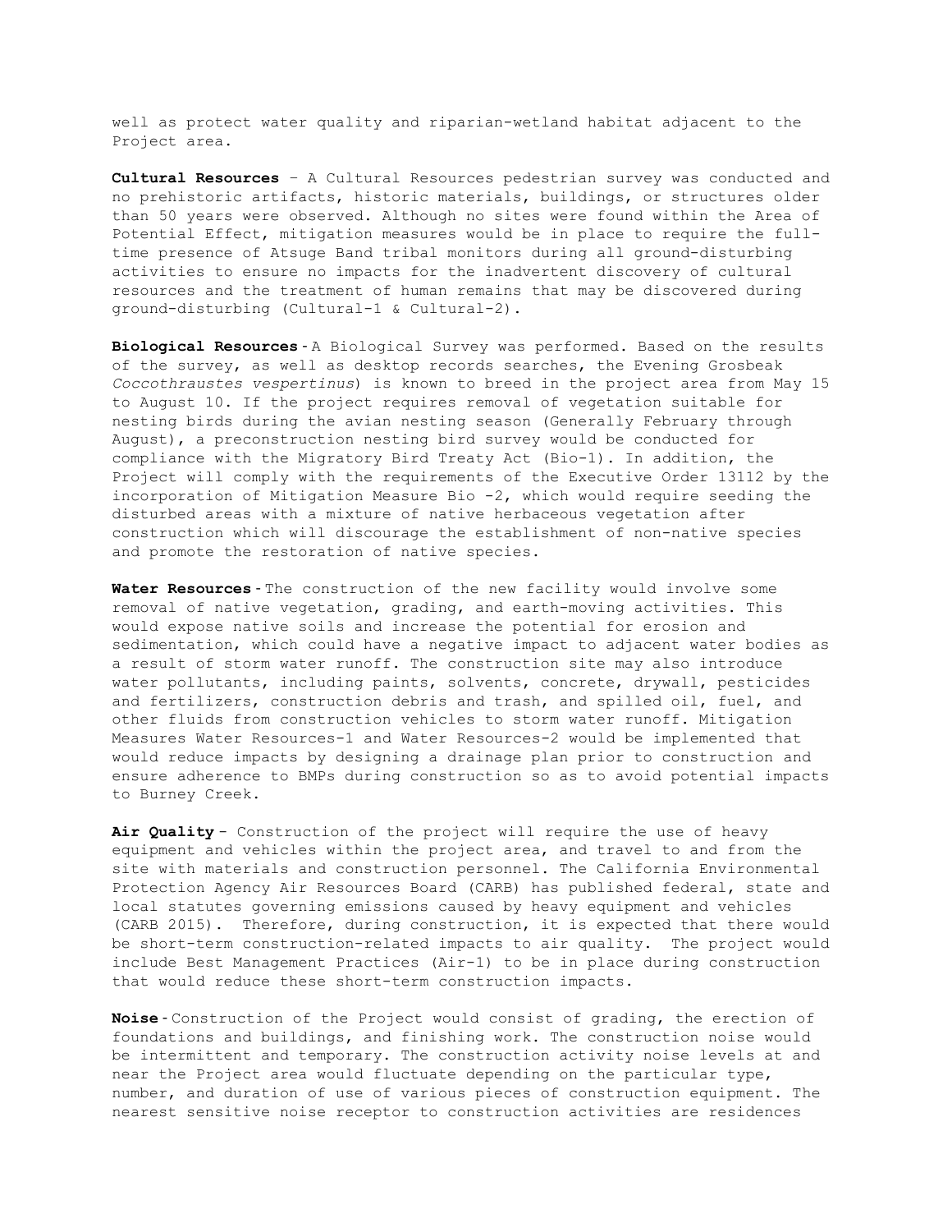well as protect water quality and riparian-wetland habitat adjacent to the Project area.

**Cultural Resources** – A Cultural Resources pedestrian survey was conducted and no prehistoric artifacts, historic materials, buildings, or structures older than 50 years were observed. Although no sites were found within the Area of Potential Effect, mitigation measures would be in place to require the full-time presence of Atsuge Band tribal monitors during all ground-disturbing activities to ensure no impacts for the inadvertent discovery of cultural resources and the treatment of human remains that may be discovered during ground-disturbing (Cultural-1 & Cultural-2).

**Biological Resources**-A Biological Survey was performed. Based on the results of the survey, as well as desktop records searches, the Evening Grosbeak *Coccothraustes vespertinus*) is known to breed in the project area from May 15 to August 10. If the project requires removal of vegetation suitable for nesting birds during the avian nesting season (Generally February through August), a preconstruction nesting bird survey would be conducted for compliance with the Migratory Bird Treaty Act (Bio-1). In addition, the Project will comply with the requirements of the Executive Order 13112 by the incorporation of Mitigation Measure Bio -2, which would require seeding the disturbed areas with a mixture of native herbaceous vegetation after construction which will discourage the establishment of non-native species and promote the restoration of native species.

**Water Resources**-The construction of the new facility would involve some removal of native vegetation, grading, and earth-moving activities. This would expose native soils and increase the potential for erosion and sedimentation, which could have a negative impact to adjacent water bodies as a result of storm water runoff. The construction site may also introduce water pollutants, including paints, solvents, concrete, drywall, pesticides and fertilizers, construction debris and trash, and spilled oil, fuel, and other fluids from construction vehicles to storm water runoff. Mitigation Measures Water Resources-1 and Water Resources-2 would be implemented that would reduce impacts by designing a drainage plan prior to construction and ensure adherence to BMPs during construction so as to avoid potential impacts to Burney Creek.

**Air Quality**- Construction of the project will require the use of heavy equipment and vehicles within the project area, and travel to and from the site with materials and construction personnel. The California Environmental Protection Agency Air Resources Board (CARB) has published federal, state and local statutes governing emissions caused by heavy equipment and vehicles (CARB 2015). Therefore, during construction, it is expected that there would be short-term construction-related impacts to air quality. The project would include Best Management Practices (Air-1) to be in place during construction that would reduce these short-term construction impacts.

**Noise**-Construction of the Project would consist of grading, the erection of foundations and buildings, and finishing work. The construction noise would be intermittent and temporary. The construction activity noise levels at and near the Project area would fluctuate depending on the particular type, number, and duration of use of various pieces of construction equipment. The nearest sensitive noise receptor to construction activities are residences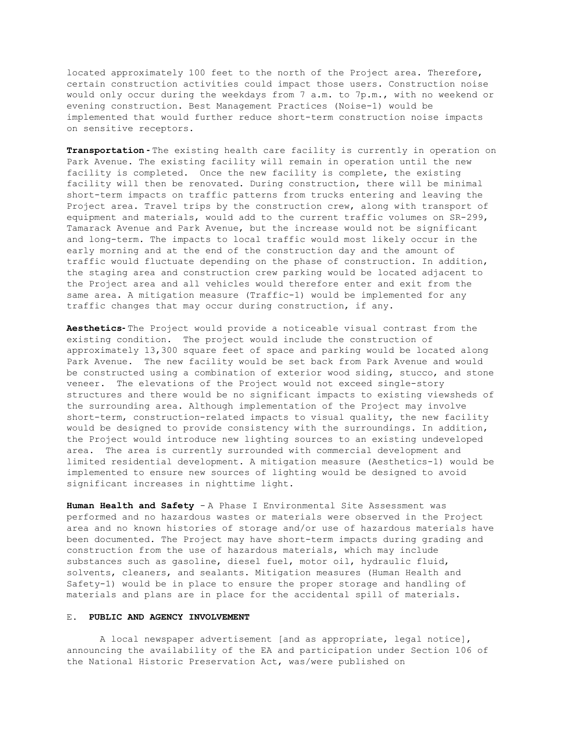located approximately 100 feet to the north of the Project area. Therefore, certain construction activities could impact those users. Construction noise would only occur during the weekdays from 7 a.m. to 7p.m., with no weekend or evening construction. Best Management Practices (Noise-1) would be implemented that would further reduce short-term construction noise impacts on sensitive receptors.

**Transportation**- The existing health care facility is currently in operation on Park Avenue. The existing facility will remain in operation until the new facility is completed. Once the new facility is complete, the existing facility will then be renovated. During construction, there will be minimal short-term impacts on traffic patterns from trucks entering and leaving the Project area. Travel trips by the construction crew, along with transport of equipment and materials, would add to the current traffic volumes on SR-299, Tamarack Avenue and Park Avenue, but the increase would not be significant and long-term. The impacts to local traffic would most likely occur in the early morning and at the end of the construction day and the amount of traffic would fluctuate depending on the phase of construction. In addition, the staging area and construction crew parking would be located adjacent to the Project area and all vehicles would therefore enter and exit from the same area. A mitigation measure (Traffic-1) would be implemented for any traffic changes that may occur during construction, if any.

**Aesthetics**- The Project would provide a noticeable visual contrast from the existing condition. The project would include the construction of approximately 13,300 square feet of space and parking would be located along Park Avenue. The new facility would be set back from Park Avenue and would be constructed using a combination of exterior wood siding, stucco, and stone veneer. The elevations of the Project would not exceed single-story structures and there would be no significant impacts to existing viewsheds of the surrounding area. Although implementation of the Project may involve short-term, construction-related impacts to visual quality, the new facility would be designed to provide consistency with the surroundings. In addition, the Project would introduce new lighting sources to an existing undeveloped area. The area is currently surrounded with commercial development and limited residential development. A mitigation measure (Aesthetics-1) would be implemented to ensure new sources of lighting would be designed to avoid significant increases in nighttime light.

**Human Health and Safety** – A Phase I Environmental Site Assessment was performed and no hazardous wastes or materials were observed in the Project area and no known histories of storage and/or use of hazardous materials have been documented. The Project may have short-term impacts during grading and construction from the use of hazardous materials, which may include substances such as gasoline, diesel fuel, motor oil, hydraulic fluid, solvents, cleaners, and sealants. Mitigation measures (Human Health and Safety-1) would be in place to ensure the proper storage and handling of materials and plans are in place for the accidental spill of materials.

## E. **PUBLIC AND AGENCY INVOLVEMENT**

A local newspaper advertisement [and as appropriate, legal notice], announcing the availability of the EA and participation under Section 106 of the National Historic Preservation Act, was/were published on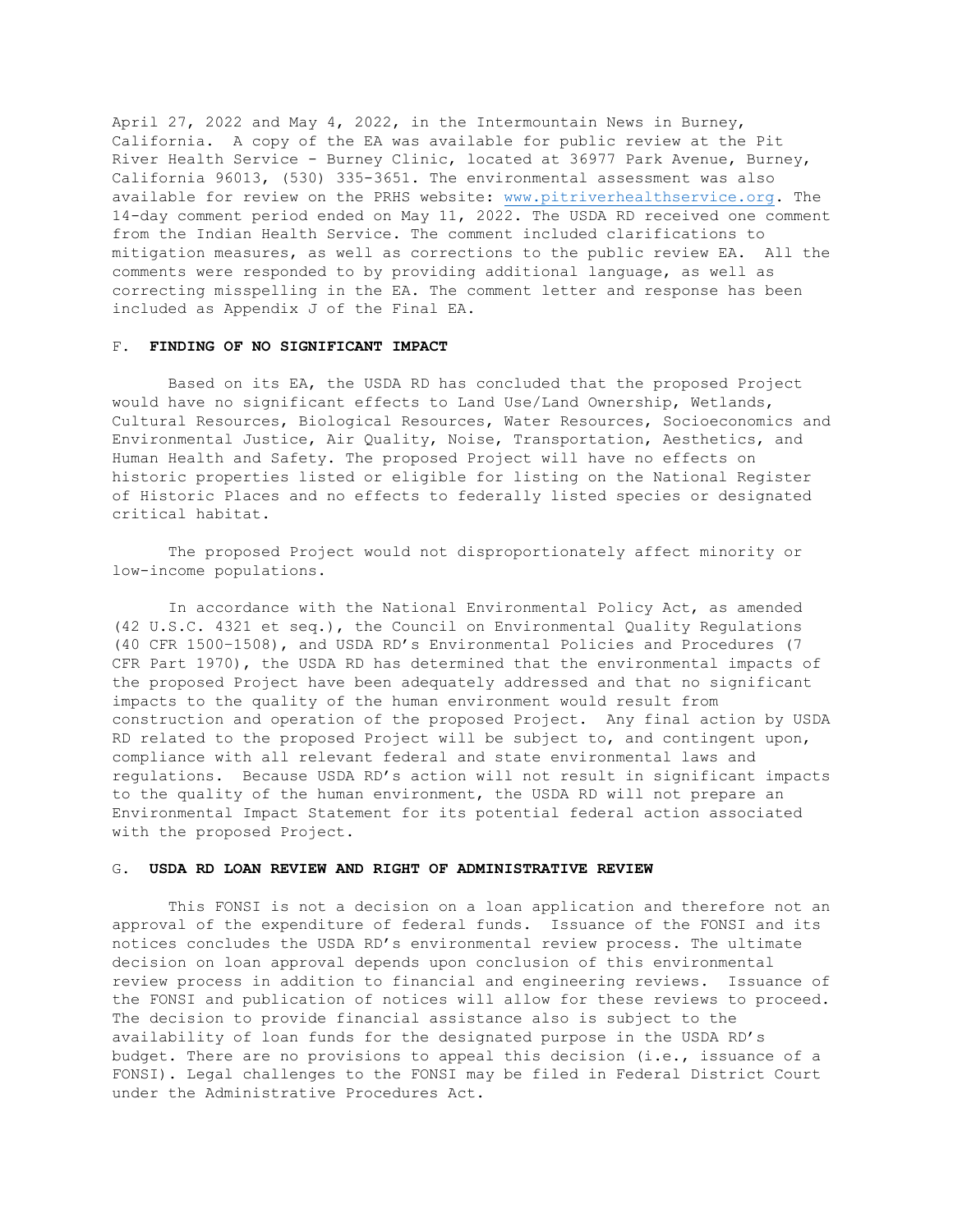April 27, 2022 and May 4, 2022, in the Intermountain News in Burney, California. A copy of the EA was available for public review at the Pit River Health Service - Burney Clinic, located at 36977 Park Avenue, Burney, California 96013, (530) 335-3651. The environmental assessment was also available for review on the PRHS website: www.pitriverhealthservice.org. The 14-day comment period ended on May 11, 2022. The USDA RD received one comment from the Indian Health Service. The comment included clarifications to mitigation measures, as well as corrections to the public review EA. All the comments were responded to by providing additional language, as well as correcting misspelling in the EA. The comment letter and response has been included as Appendix J of the Final EA.

## F. FINDING OF NO SIGNIFICANT IMPACT

Based on its EA, the USDA RD has concluded that the proposed Project would have no significant effects to Land Use/Land Ownership, Wetlands, Cultural Resources, Biological Resources, Water Resources, Socioeconomics and Environmental Justice, Air Quality, Noise, Transportation, Aesthetics, and Human Health and Safety. The proposed Project will have no effects on historic properties listed or eligible for listing on the National Register of Historic Places and no effects to federally listed species or designated critical habitat.

The proposed Project would not disproportionately affect minority or low-income populations.

In accordance with the National Environmental Policy Act, as amended (42 U.S.C. 4321 et seq.), the Council on Environmental Quality Regulations (40 CFR 1500-1508), and USDA RD's Environmental Policies and Procedures (7 CFR Part 1970), the USDA RD has determined that the environmental impacts of the proposed Project have been adequately addressed and that no significant impacts to the quality of the human environment would result from construction and operation of the proposed Project. Any final action by USDA RD related to the proposed Project will be subject to, and contingent upon, compliance with all relevant federal and state environmental laws and regulations. Because USDA RD's action will not result in significant impacts to the quality of the human environment, the USDA RD will not prepare an Environmental Impact Statement for its potential federal action associated with the proposed Project.

## G. USDA RD LOAN REVIEW AND RIGHT OF ADMINISTRATIVE REVIEW

This FONSI is not a decision on a loan application and therefore not an approval of the expenditure of federal funds. Issuance of the FONSI and its notices concludes the USDA RD's environmental review process. The ultimate decision on loan approval depends upon conclusion of this environmental review process in addition to financial and engineering reviews. Issuance of the FONSI and publication of notices will allow for these reviews to proceed. The decision to provide financial assistance also is subject to the availability of loan funds for the designated purpose in the USDA RD's budget. There are no provisions to appeal this decision (i.e., issuance of a FONSI). Legal challenges to the FONSI may be filed in Federal District Court under the Administrative Procedures Act.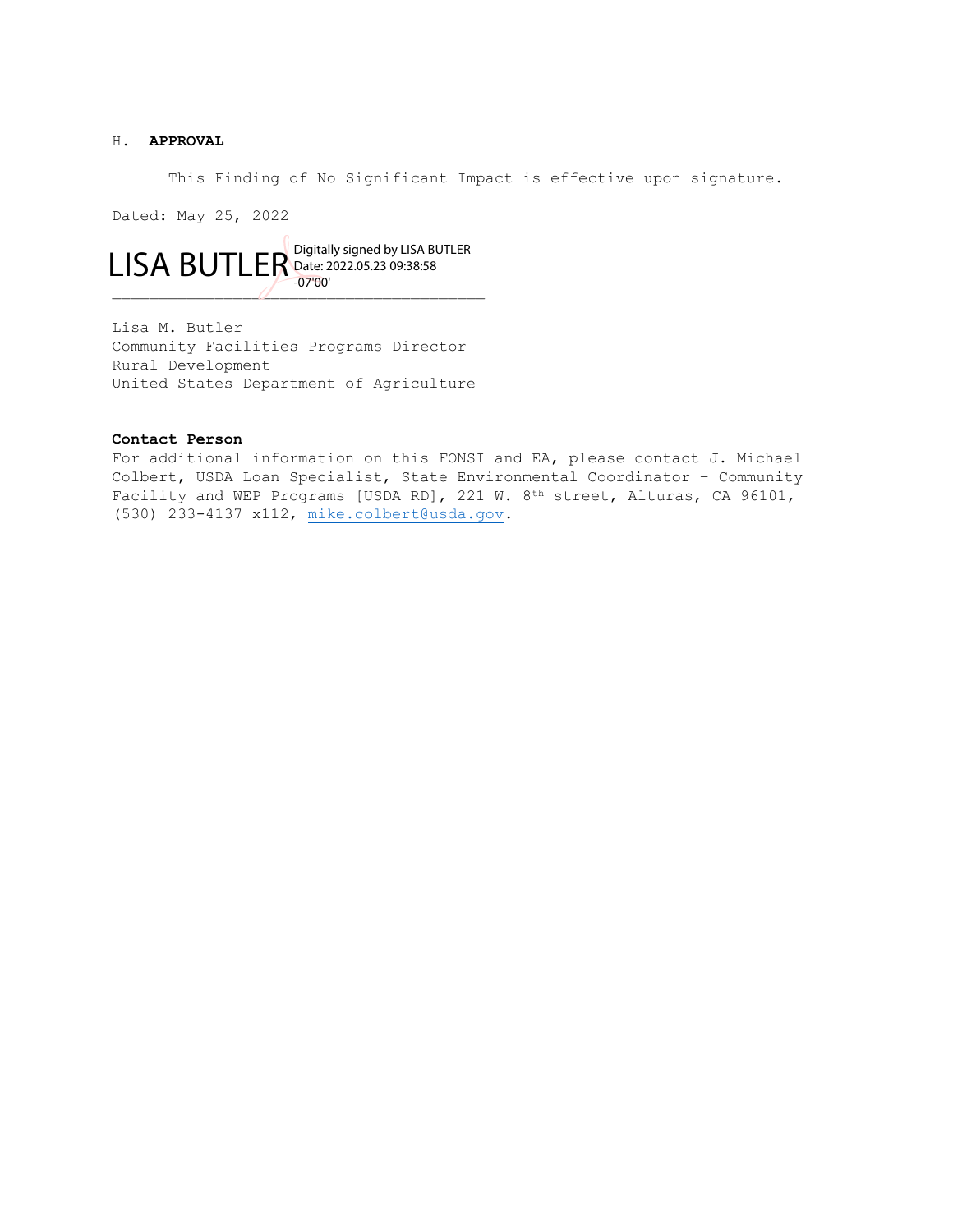## H. **APPROVAL**

This Finding of No Significant Impact is effective upon signature.

Dated: May 25, 2022

LISA BUTLER Digitally signed by LISA BUTLER Date: 2022.05.23 09:38:58 -07'00'

Lisa M. Butler
Community Facilities Programs Director
Rural Development
United States Department of Agriculture

**Contact Person**
For additional information on this FONSI and EA, please contact J. Michael Colbert, USDA Loan Specialist, State Environmental Coordinator – Community Facility and WEP Programs [USDA RD], 221 W. 8th street, Alturas, CA 96101, (530) 233-4137 x112, mike.colbert@usda.gov.